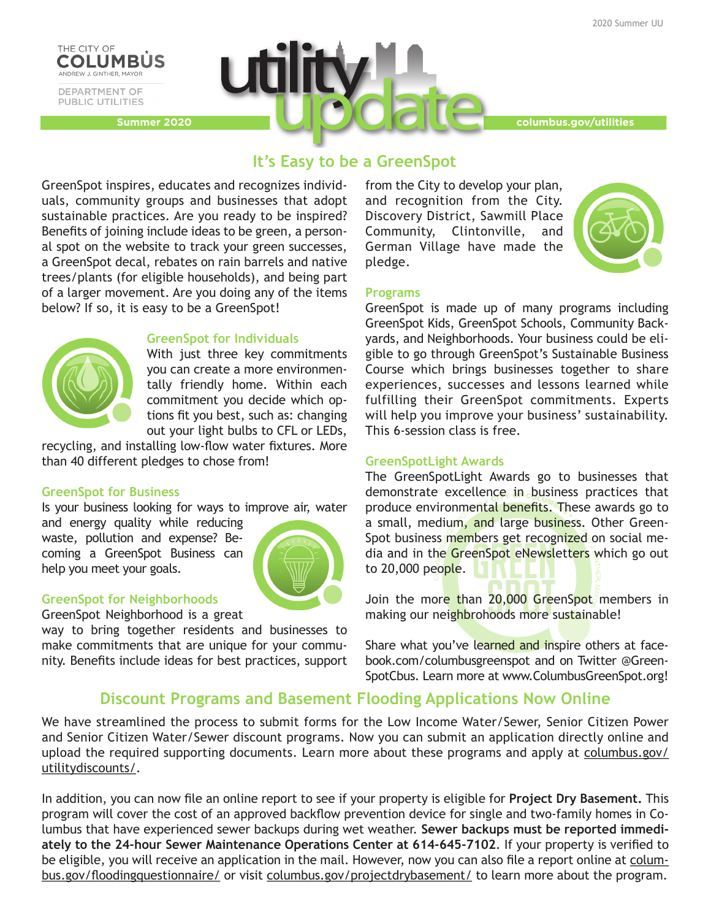THE CITY OF COLUMBUS
ANDREW J. GINTHER, MAYOR

DEPARTMENT OF PUBLIC UTILITIES

# utility update

Summer 2020

columbus.gov/utilities

## It's Easy to be a GreenSpot

GreenSpot inspires, educates and recognizes individuals, community groups and businesses that adopt sustainable practices. Are you ready to be inspired? Benefits of joining include ideas to be green, a personal spot on the website to track your green successes, a GreenSpot decal, rebates on rain barrels and native trees/plants (for eligible households), and being part of a larger movement. Are you doing any of the items below? If so, it is easy to be a GreenSpot!

### GreenSpot for Individuals

With just three key commitments you can create a more environmentally friendly home. Within each commitment you decide which options fit you best, such as: changing out your light bulbs to CFL or LEDs, recycling, and installing low-flow water fixtures. More than 40 different pledges to chose from!

### GreenSpot for Business

Is your business looking for ways to improve air, water and energy quality while reducing waste, pollution and expense? Becoming a GreenSpot Business can help you meet your goals.

### GreenSpot for Neighborhoods

GreenSpot Neighborhood is a great way to bring together residents and businesses to make commitments that are unique for your community. Benefits include ideas for best practices, support from the City to develop your plan, and recognition from the City. Discovery District, Sawmill Place Community, Clintonville, and German Village have made the pledge.

### Programs

GreenSpot is made up of many programs including GreenSpot Kids, GreenSpot Schools, Community Backyards, and Neighborhoods. Your business could be eligible to go through GreenSpot's Sustainable Business Course which brings businesses together to share experiences, successes and lessons learned while fulfilling their GreenSpot commitments. Experts will help you improve your business' sustainability. This 6-session class is free.

### GreenSpotLight Awards

The GreenSpotLight Awards go to businesses that demonstrate excellence in business practices that produce environmental benefits. These awards go to a small, medium, and large business. Other GreenSpot business members get recognized on social media and in the GreenSpot eNewsletters which go out to 20,000 people.

Join the more than 20,000 GreenSpot members in making our neighborhoods more sustainable!

Share what you've learned and inspire others at facebook.com/columbusgreenspot and on Twitter @GreenSpotCbus. Learn more at www.ColumbusGreenSpot.org!

## Discount Programs and Basement Flooding Applications Now Online

We have streamlined the process to submit forms for the Low Income Water/Sewer, Senior Citizen Power and Senior Citizen Water/Sewer discount programs. Now you can submit an application directly online and upload the required supporting documents. Learn more about these programs and apply at columbus.gov/utilitydiscounts/.

In addition, you can now file an online report to see if your property is eligible for **Project Dry Basement.** This program will cover the cost of an approved backflow prevention device for single and two-family homes in Columbus that have experienced sewer backups during wet weather. **Sewer backups must be reported immediately to the 24-hour Sewer Maintenance Operations Center at 614-645-7102**. If your property is verified to be eligible, you will receive an application in the mail. However, now you can also file a report online at columbus.gov/floodingquestionnaire/ or visit columbus.gov/projectdrybasement/ to learn more about the program.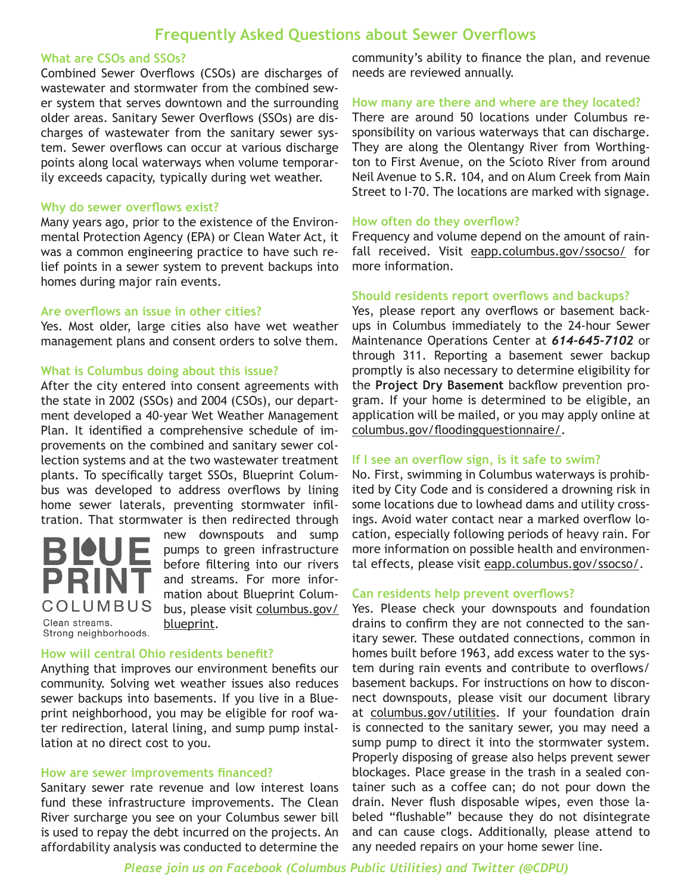# Frequently Asked Questions about Sewer Overflows

### What are CSOs and SSOs?

Combined Sewer Overflows (CSOs) are discharges of wastewater and stormwater from the combined sewer system that serves downtown and the surrounding older areas. Sanitary Sewer Overflows (SSOs) are discharges of wastewater from the sanitary sewer system. Sewer overflows can occur at various discharge points along local waterways when volume temporarily exceeds capacity, typically during wet weather.

### Why do sewer overflows exist?

Many years ago, prior to the existence of the Environmental Protection Agency (EPA) or Clean Water Act, it was a common engineering practice to have such relief points in a sewer system to prevent backups into homes during major rain events.

### Are overflows an issue in other cities?

Yes. Most older, large cities also have wet weather management plans and consent orders to solve them.

### What is Columbus doing about this issue?

After the city entered into consent agreements with the state in 2002 (SSOs) and 2004 (CSOs), our department developed a 40-year Wet Weather Management Plan. It identified a comprehensive schedule of improvements on the combined and sanitary sewer collection systems and at the two wastewater treatment plants. To specifically target SSOs, Blueprint Columbus was developed to address overflows by lining home sewer laterals, preventing stormwater infiltration. That stormwater is then redirected through new downspouts and sump pumps to green infrastructure before filtering into our rivers and streams. For more information about Blueprint Columbus, please visit columbus.gov/blueprint.

BLUE PRINT COLUMBUS
Clean streams.
Strong neighborhoods.

### How will central Ohio residents benefit?

Anything that improves our environment benefits our community. Solving wet weather issues also reduces sewer backups into basements. If you live in a Blueprint neighborhood, you may be eligible for roof water redirection, lateral lining, and sump pump installation at no direct cost to you.

### How are sewer improvements financed?

Sanitary sewer rate revenue and low interest loans fund these infrastructure improvements. The Clean River surcharge you see on your Columbus sewer bill is used to repay the debt incurred on the projects. An affordability analysis was conducted to determine the community's ability to finance the plan, and revenue needs are reviewed annually.

### How many are there and where are they located?

There are around 50 locations under Columbus responsibility on various waterways that can discharge. They are along the Olentangy River from Worthington to First Avenue, on the Scioto River from around Neil Avenue to S.R. 104, and on Alum Creek from Main Street to I-70. The locations are marked with signage.

### How often do they overflow?

Frequency and volume depend on the amount of rainfall received. Visit eapp.columbus.gov/ssocso/ for more information.

### Should residents report overflows and backups?

Yes, please report any overflows or basement backups in Columbus immediately to the 24-hour Sewer Maintenance Operations Center at ***614-645-7102*** or through 311. Reporting a basement sewer backup promptly is also necessary to determine eligibility for the **Project Dry Basement** backflow prevention program. If your home is determined to be eligible, an application will be mailed, or you may apply online at columbus.gov/floodingquestionnaire/.

### If I see an overflow sign, is it safe to swim?

No. First, swimming in Columbus waterways is prohibited by City Code and is considered a drowning risk in some locations due to lowhead dams and utility crossings. Avoid water contact near a marked overflow location, especially following periods of heavy rain. For more information on possible health and environmental effects, please visit eapp.columbus.gov/ssocso/.

### Can residents help prevent overflows?

Yes. Please check your downspouts and foundation drains to confirm they are not connected to the sanitary sewer. These outdated connections, common in homes built before 1963, add excess water to the system during rain events and contribute to overflows/basement backups. For instructions on how to disconnect downspouts, please visit our document library at columbus.gov/utilities. If your foundation drain is connected to the sanitary sewer, you may need a sump pump to direct it into the stormwater system. Properly disposing of grease also helps prevent sewer blockages. Place grease in the trash in a sealed container such as a coffee can; do not pour down the drain. Never flush disposable wipes, even those labeled "flushable" because they do not disintegrate and can cause clogs. Additionally, please attend to any needed repairs on your home sewer line.

*Please join us on Facebook (Columbus Public Utilities) and Twitter (@CDPU)*